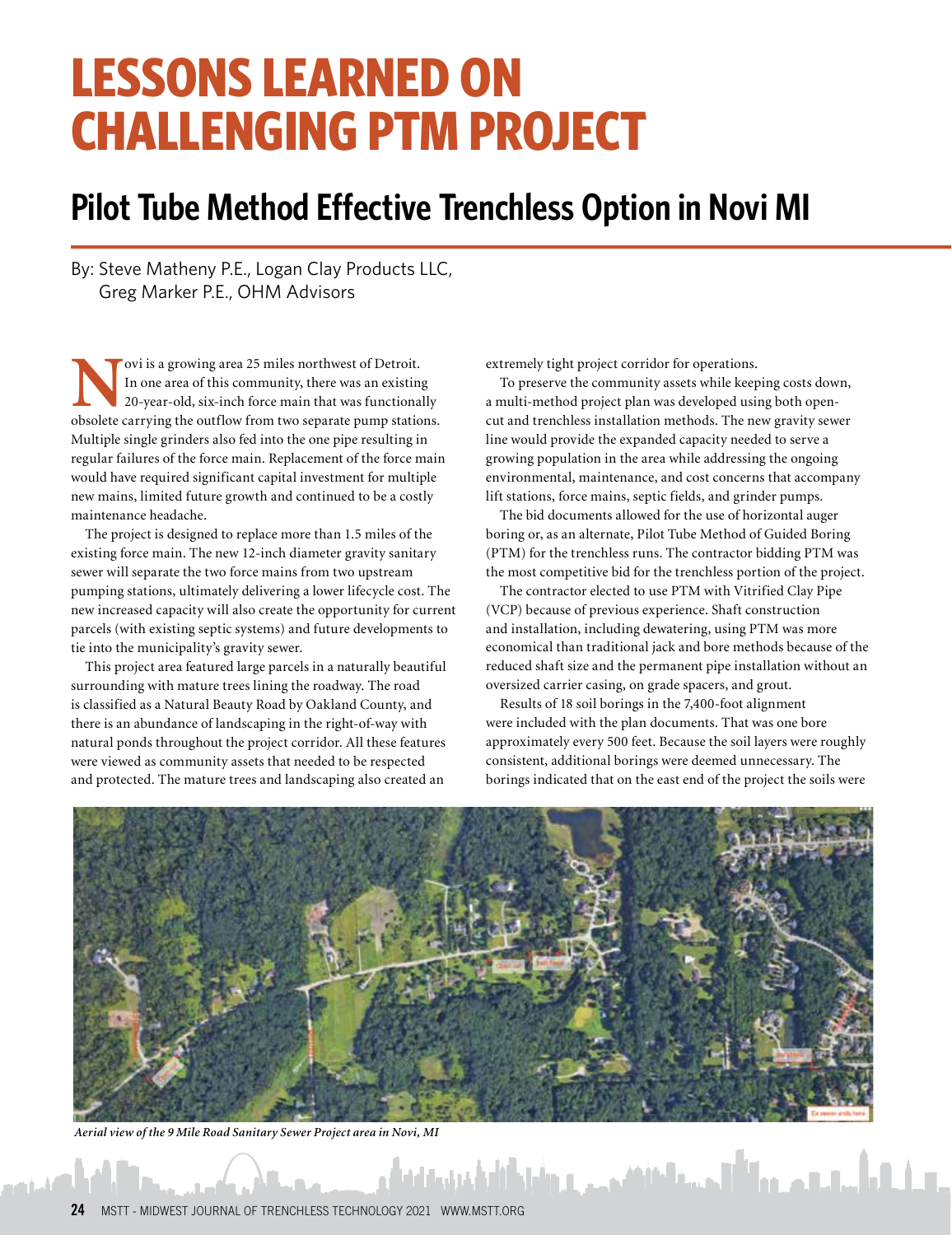# LESSONS LEARNED ON CHALLENGING PTM PROJECT

## Pilot Tube Method Effective Trenchless Option in Novi MI

By: Steve Matheny P.E., Logan Clay Products LLC,
Greg Marker P.E., OHM Advisors

Novi is a growing area 25 miles northwest of Detroit. In one area of this community, there was an existing 20-year-old, six-inch force main that was functionally obsolete carrying the outflow from two separate pump stations. Multiple single grinders also fed into the one pipe resulting in regular failures of the force main. Replacement of the force main would have required significant capital investment for multiple new mains, limited future growth and continued to be a costly maintenance headache.

The project is designed to replace more than 1.5 miles of the existing force main. The new 12-inch diameter gravity sanitary sewer will separate the two force mains from two upstream pumping stations, ultimately delivering a lower lifecycle cost. The new increased capacity will also create the opportunity for current parcels (with existing septic systems) and future developments to tie into the municipality's gravity sewer.

This project area featured large parcels in a naturally beautiful surrounding with mature trees lining the roadway. The road is classified as a Natural Beauty Road by Oakland County, and there is an abundance of landscaping in the right-of-way with natural ponds throughout the project corridor. All these features were viewed as community assets that needed to be respected and protected. The mature trees and landscaping also created an extremely tight project corridor for operations.

To preserve the community assets while keeping costs down, a multi-method project plan was developed using both open-cut and trenchless installation methods. The new gravity sewer line would provide the expanded capacity needed to serve a growing population in the area while addressing the ongoing environmental, maintenance, and cost concerns that accompany lift stations, force mains, septic fields, and grinder pumps.

The bid documents allowed for the use of horizontal auger boring or, as an alternate, Pilot Tube Method of Guided Boring (PTM) for the trenchless runs. The contractor bidding PTM was the most competitive bid for the trenchless portion of the project.

The contractor elected to use PTM with Vitrified Clay Pipe (VCP) because of previous experience. Shaft construction and installation, including dewatering, using PTM was more economical than traditional jack and bore methods because of the reduced shaft size and the permanent pipe installation without an oversized carrier casing, on grade spacers, and grout.

Results of 18 soil borings in the 7,400-foot alignment were included with the plan documents. That was one bore approximately every 500 feet. Because the soil layers were roughly consistent, additional borings were deemed unnecessary. The borings indicated that on the east end of the project the soils were

*Aerial view of the 9 Mile Road Sanitary Sewer Project area in Novi, MI*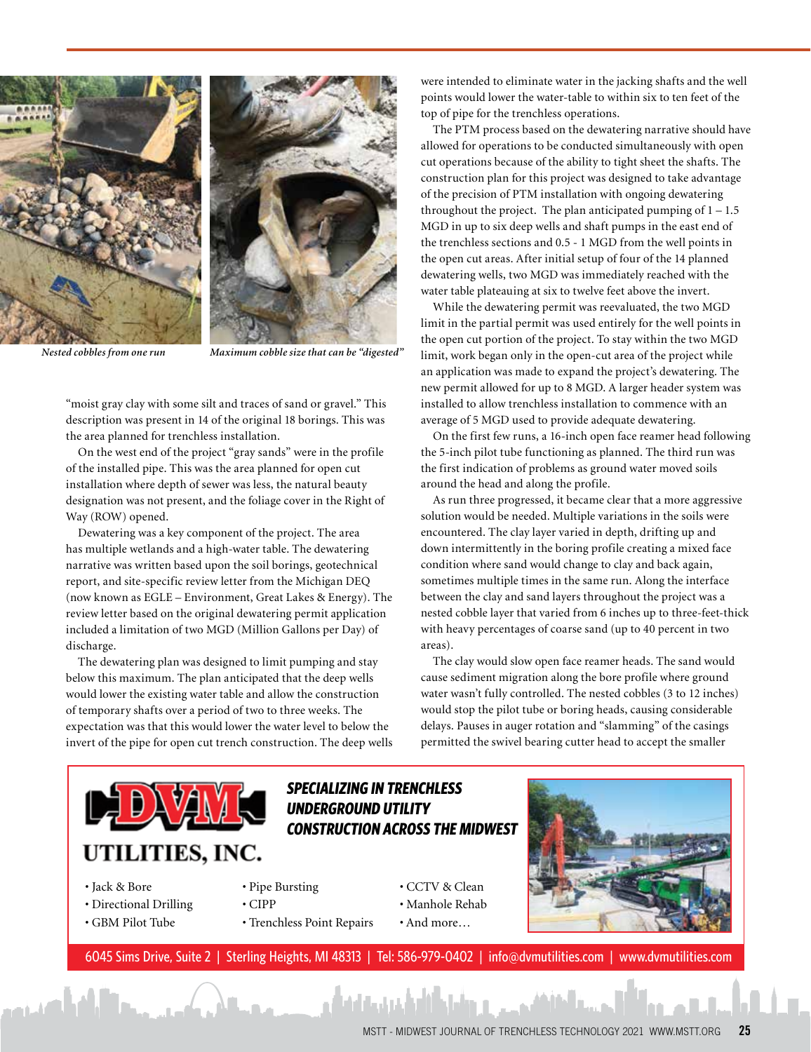*Nested cobbles from one run*

*Maximum cobble size that can be "digested"*

"moist gray clay with some silt and traces of sand or gravel." This description was present in 14 of the original 18 borings. This was the area planned for trenchless installation.

On the west end of the project "gray sands" were in the profile of the installed pipe. This was the area planned for open cut installation where depth of sewer was less, the natural beauty designation was not present, and the foliage cover in the Right of Way (ROW) opened.

Dewatering was a key component of the project. The area has multiple wetlands and a high-water table. The dewatering narrative was written based upon the soil borings, geotechnical report, and site-specific review letter from the Michigan DEQ (now known as EGLE – Environment, Great Lakes & Energy). The review letter based on the original dewatering permit application included a limitation of two MGD (Million Gallons per Day) of discharge.

The dewatering plan was designed to limit pumping and stay below this maximum. The plan anticipated that the deep wells would lower the existing water table and allow the construction of temporary shafts over a period of two to three weeks. The expectation was that this would lower the water level to below the invert of the pipe for open cut trench construction. The deep wells were intended to eliminate water in the jacking shafts and the well points would lower the water-table to within six to ten feet of the top of pipe for the trenchless operations.

The PTM process based on the dewatering narrative should have allowed for operations to be conducted simultaneously with open cut operations because of the ability to tight sheet the shafts. The construction plan for this project was designed to take advantage of the precision of PTM installation with ongoing dewatering throughout the project. The plan anticipated pumping of 1 – 1.5 MGD in up to six deep wells and shaft pumps in the east end of the trenchless sections and 0.5 - 1 MGD from the well points in the open cut areas. After initial setup of four of the 14 planned dewatering wells, two MGD was immediately reached with the water table plateauing at six to twelve feet above the invert.

While the dewatering permit was reevaluated, the two MGD limit in the partial permit was used entirely for the well points in the open cut portion of the project. To stay within the two MGD limit, work began only in the open-cut area of the project while an application was made to expand the project's dewatering. The new permit allowed for up to 8 MGD. A larger header system was installed to allow trenchless installation to commence with an average of 5 MGD used to provide adequate dewatering.

On the first few runs, a 16-inch open face reamer head following the 5-inch pilot tube functioning as planned. The third run was the first indication of problems as ground water moved soils around the head and along the profile.

As run three progressed, it became clear that a more aggressive solution would be needed. Multiple variations in the soils were encountered. The clay layer varied in depth, drifting up and down intermittently in the boring profile creating a mixed face condition where sand would change to clay and back again, sometimes multiple times in the same run. Along the interface between the clay and sand layers throughout the project was a nested cobble layer that varied from 6 inches up to three-feet-thick with heavy percentages of coarse sand (up to 40 percent in two areas).

The clay would slow open face reamer heads. The sand would cause sediment migration along the bore profile where ground water wasn't fully controlled. The nested cobbles (3 to 12 inches) would stop the pilot tube or boring heads, causing considerable delays. Pauses in auger rotation and "slamming" of the casings permitted the swivel bearing cutter head to accept the smaller

**DVM UTILITIES, INC.**

***SPECIALIZING IN TRENCHLESS UNDERGROUND UTILITY CONSTRUCTION ACROSS THE MIDWEST***

- Jack & Bore
- Directional Drilling
- GBM Pilot Tube
- Pipe Bursting
- CIPP
- Trenchless Point Repairs
- CCTV & Clean
- Manhole Rehab
- And more…

6045 Sims Drive, Suite 2 | Sterling Heights, MI 48313 | Tel: 586-979-0402 | info@dvmutilities.com | www.dvmutilities.com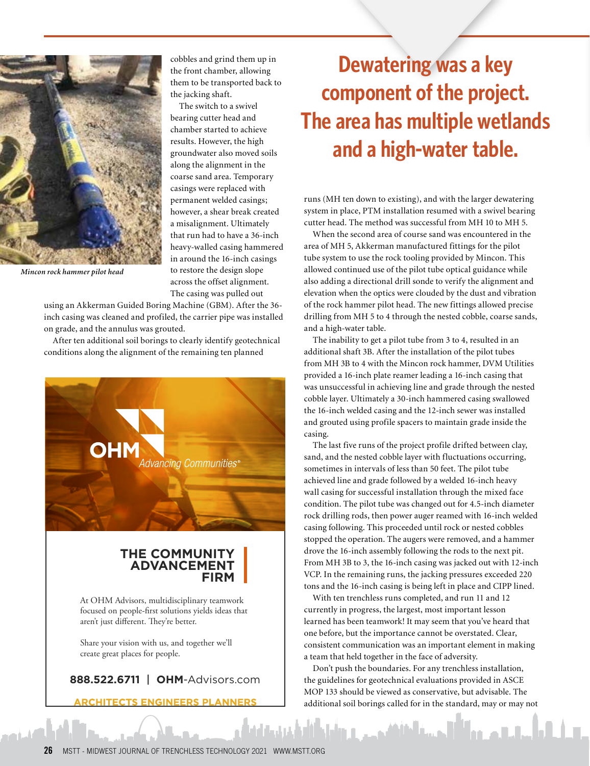cobbles and grind them up in the front chamber, allowing them to be transported back to the jacking shaft.

The switch to a swivel bearing cutter head and chamber started to achieve results. However, the high groundwater also moved soils along the alignment in the coarse sand area. Temporary casings were replaced with permanent welded casings; however, a shear break created a misalignment. Ultimately that run had to have a 36-inch heavy-walled casing hammered in around the 16-inch casings to restore the design slope across the offset alignment. The casing was pulled out using an Akkerman Guided Boring Machine (GBM). After the 36-inch casing was cleaned and profiled, the carrier pipe was installed on grade, and the annulus was grouted.

*Mincon rock hammer pilot head*

After ten additional soil borings to clearly identify geotechnical conditions along the alignment of the remaining ten planned runs (MH ten down to existing), and with the larger dewatering system in place, PTM installation resumed with a swivel bearing cutter head. The method was successful from MH 10 to MH 5.

## Dewatering was a key component of the project. The area has multiple wetlands and a high-water table.

When the second area of course sand was encountered in the area of MH 5, Akkerman manufactured fittings for the pilot tube system to use the rock tooling provided by Mincon. This allowed continued use of the pilot tube optical guidance while also adding a directional drill sonde to verify the alignment and elevation when the optics were clouded by the dust and vibration of the rock hammer pilot head. The new fittings allowed precise drilling from MH 5 to 4 through the nested cobble, coarse sands, and a high-water table.

The inability to get a pilot tube from 3 to 4, resulted in an additional shaft 3B. After the installation of the pilot tubes from MH 3B to 4 with the Mincon rock hammer, DVM Utilities provided a 16-inch plate reamer leading a 16-inch casing that was unsuccessful in achieving line and grade through the nested cobble layer. Ultimately a 30-inch hammered casing swallowed the 16-inch welded casing and the 12-inch sewer was installed and grouted using profile spacers to maintain grade inside the casing.

The last five runs of the project profile drifted between clay, sand, and the nested cobble layer with fluctuations occurring, sometimes in intervals of less than 50 feet. The pilot tube achieved line and grade followed by a welded 16-inch heavy wall casing for successful installation through the mixed face condition. The pilot tube was changed out for 4.5-inch diameter rock drilling rods, then power auger reamed with 16-inch welded casing following. This proceeded until rock or nested cobbles stopped the operation. The augers were removed, and a hammer drove the 16-inch assembly following the rods to the next pit. From MH 3B to 3, the 16-inch casing was jacked out with 12-inch VCP. In the remaining runs, the jacking pressures exceeded 220 tons and the 16-inch casing is being left in place and CIPP lined.

With ten trenchless runs completed, and run 11 and 12 currently in progress, the largest, most important lesson learned has been teamwork! It may seem that you've heard that one before, but the importance cannot be overstated. Clear, consistent communication was an important element in making a team that held together in the face of adversity.

Don't push the boundaries. For any trenchless installation, the guidelines for geotechnical evaluations provided in ASCE MOP 133 should be viewed as conservative, but advisable. The additional soil borings called for in the standard, may or may not

---

**OHM** *Advancing Communities®*

**THE COMMUNITY ADVANCEMENT FIRM**

At OHM Advisors, multidisciplinary teamwork focused on people-first solutions yields ideas that aren't just different. They're better.

Share your vision with us, and together we'll create great places for people.

**888.522.6711** | **OHM**-Advisors.com

**ARCHITECTS ENGINEERS PLANNERS**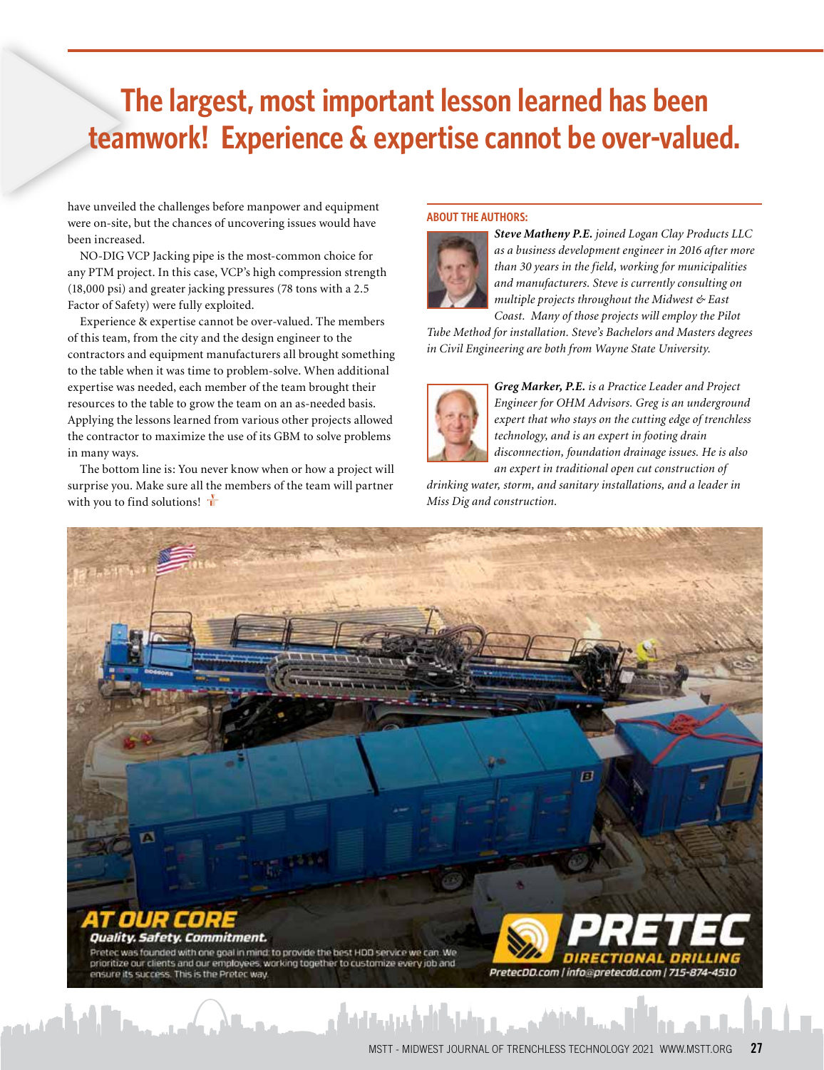# The largest, most important lesson learned has been teamwork! Experience & expertise cannot be over-valued.

have unveiled the challenges before manpower and equipment were on-site, but the chances of uncovering issues would have been increased.

NO-DIG VCP Jacking pipe is the most-common choice for any PTM project. In this case, VCP's high compression strength (18,000 psi) and greater jacking pressures (78 tons with a 2.5 Factor of Safety) were fully exploited.

Experience & expertise cannot be over-valued. The members of this team, from the city and the design engineer to the contractors and equipment manufacturers all brought something to the table when it was time to problem-solve. When additional expertise was needed, each member of the team brought their resources to the table to grow the team on an as-needed basis. Applying the lessons learned from various other projects allowed the contractor to maximize the use of its GBM to solve problems in many ways.

The bottom line is: You never know when or how a project will surprise you. Make sure all the members of the team will partner with you to find solutions!

## ABOUT THE AUTHORS:

***Steve Matheny P.E.*** *joined Logan Clay Products LLC as a business development engineer in 2016 after more than 30 years in the field, working for municipalities and manufacturers. Steve is currently consulting on multiple projects throughout the Midwest & East Coast. Many of those projects will employ the Pilot Tube Method for installation. Steve's Bachelors and Masters degrees in Civil Engineering are both from Wayne State University.*

***Greg Marker, P.E.*** *is a Practice Leader and Project Engineer for OHM Advisors. Greg is an underground expert that who stays on the cutting edge of trenchless technology, and is an expert in footing drain disconnection, foundation drainage issues. He is also an expert in traditional open cut construction of drinking water, storm, and sanitary installations, and a leader in Miss Dig and construction.*

**AT OUR CORE**

**Quality. Safety. Commitment.**

Pretec was founded with one goal in mind: to provide the best HDD service we can. We prioritize our clients and our employees, working together to customize every job and ensure its success. This is the Pretec way.

**PRETEC DIRECTIONAL DRILLING**

PretecDD.com | info@pretecdd.com | 715-874-4510